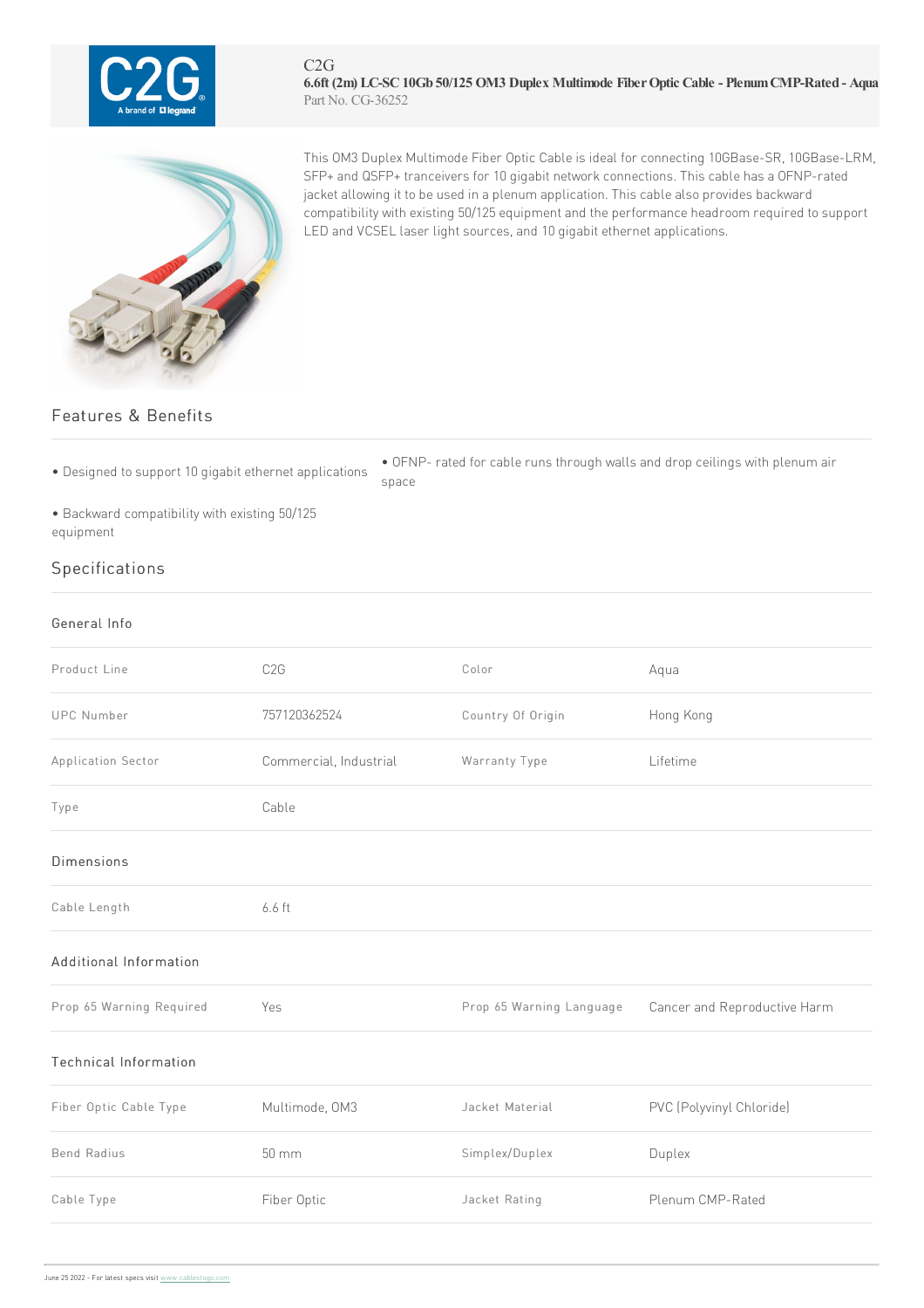C2G

**6.6ft (2m) LC-SC 10Gb 50/125 OM3 Duplex Multimode Fiber Optic Cable - Plenum CMP-Rated - Aqua**

Part No. CG-36252

This OM3 Duplex Multimode Fiber Optic Cable is ideal for connecting 10GBase-SR, 10GBase-LRM, SFP+ and QSFP+ tranceivers for 10 gigabit network connections. This cable has a OFNP-rated jacket allowing it to be used in a plenum application. This cable also provides backward compatibility with existing 50/125 equipment and the performance headroom required to support LED and VCSEL laser light sources, and 10 gigabit ethernet applications.

## Features & Benefits

- Designed to support 10 gigabit ethernet applications
- OFNP- rated for cable runs through walls and drop ceilings with plenum air space
- Backward compatibility with existing 50/125 equipment

## Specifications

### General Info

| | | | |
|---|---|---|---|
| Product Line | C2G | Color | Aqua |
| UPC Number | 757120362524 | Country Of Origin | Hong Kong |
| Application Sector | Commercial, Industrial | Warranty Type | Lifetime |
| Type | Cable | | |

### Dimensions

| | |
|---|---|
| Cable Length | 6.6 ft |

### Additional Information

| | | | |
|---|---|---|---|
| Prop 65 Warning Required | Yes | Prop 65 Warning Language | Cancer and Reproductive Harm |

### Technical Information

| | | | |
|---|---|---|---|
| Fiber Optic Cable Type | Multimode, OM3 | Jacket Material | PVC (Polyvinyl Chloride) |
| Bend Radius | 50 mm | Simplex/Duplex | Duplex |
| Cable Type | Fiber Optic | Jacket Rating | Plenum CMP-Rated |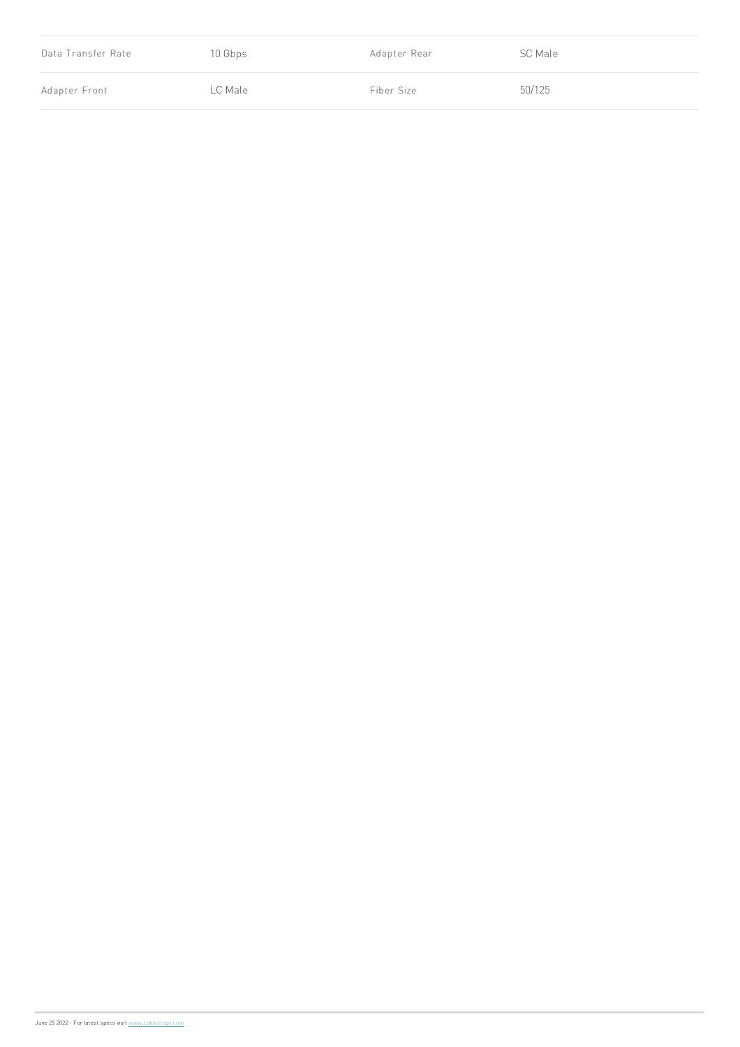| | | | |
|---|---|---|---|
| Data Transfer Rate | 10 Gbps | Adapter Rear | SC Male |
| Adapter Front | LC Male | Fiber Size | 50/125 |

June 25 2022 - For latest specs visit www.cablestogo.com